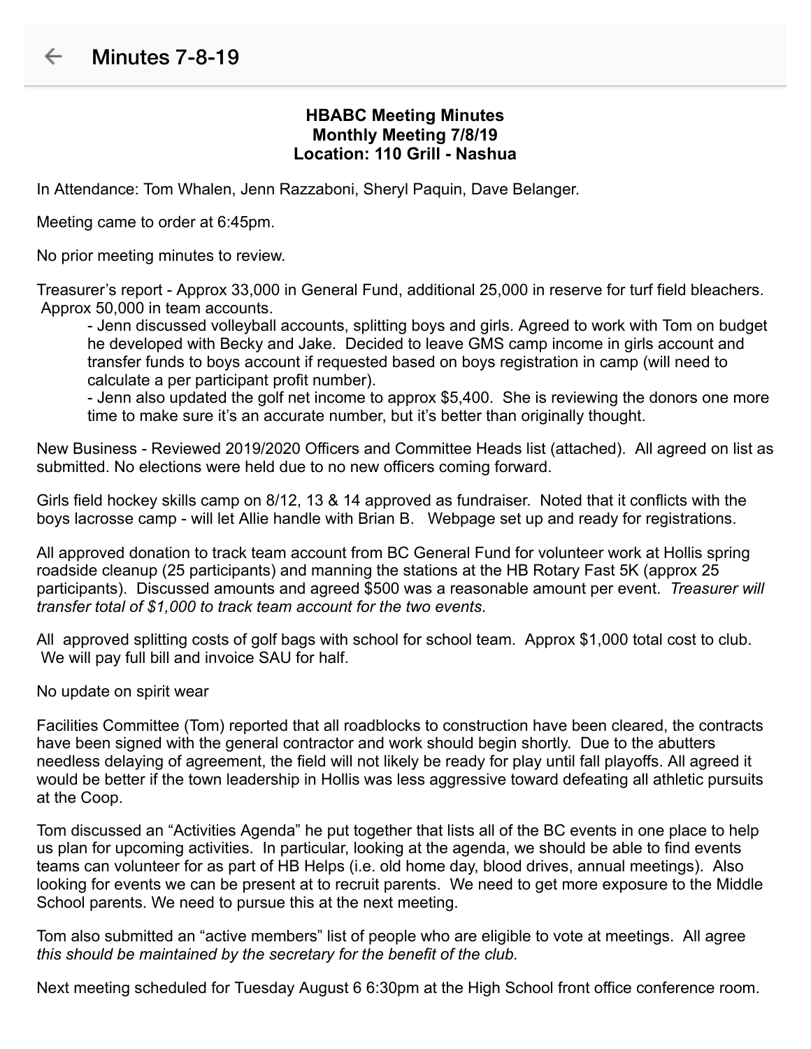# Minutes 7-8-19

**HBABC Meeting Minutes**
**Monthly Meeting 7/8/19**
**Location: 110 Grill - Nashua**

In Attendance: Tom Whalen, Jenn Razzaboni, Sheryl Paquin, Dave Belanger.

Meeting came to order at 6:45pm.

No prior meeting minutes to review.

Treasurer's report - Approx 33,000 in General Fund, additional 25,000 in reserve for turf field bleachers. Approx 50,000 in team accounts.

- Jenn discussed volleyball accounts, splitting boys and girls. Agreed to work with Tom on budget he developed with Becky and Jake. Decided to leave GMS camp income in girls account and transfer funds to boys account if requested based on boys registration in camp (will need to calculate a per participant profit number).
- Jenn also updated the golf net income to approx $5,400. She is reviewing the donors one more time to make sure it's an accurate number, but it's better than originally thought.

New Business - Reviewed 2019/2020 Officers and Committee Heads list (attached). All agreed on list as submitted. No elections were held due to no new officers coming forward.

Girls field hockey skills camp on 8/12, 13 & 14 approved as fundraiser. Noted that it conflicts with the boys lacrosse camp - will let Allie handle with Brian B. Webpage set up and ready for registrations.

All approved donation to track team account from BC General Fund for volunteer work at Hollis spring roadside cleanup (25 participants) and manning the stations at the HB Rotary Fast 5K (approx 25 participants). Discussed amounts and agreed $500 was a reasonable amount per event. *Treasurer will transfer total of $1,000 to track team account for the two events*.

All approved splitting costs of golf bags with school for school team. Approx $1,000 total cost to club. We will pay full bill and invoice SAU for half.

No update on spirit wear

Facilities Committee (Tom) reported that all roadblocks to construction have been cleared, the contracts have been signed with the general contractor and work should begin shortly. Due to the abutters needless delaying of agreement, the field will not likely be ready for play until fall playoffs. All agreed it would be better if the town leadership in Hollis was less aggressive toward defeating all athletic pursuits at the Coop.

Tom discussed an "Activities Agenda" he put together that lists all of the BC events in one place to help us plan for upcoming activities. In particular, looking at the agenda, we should be able to find events teams can volunteer for as part of HB Helps (i.e. old home day, blood drives, annual meetings). Also looking for events we can be present at to recruit parents. We need to get more exposure to the Middle School parents. We need to pursue this at the next meeting.

Tom also submitted an "active members" list of people who are eligible to vote at meetings. All agree *this should be maintained by the secretary for the benefit of the club.*

Next meeting scheduled for Tuesday August 6 6:30pm at the High School front office conference room.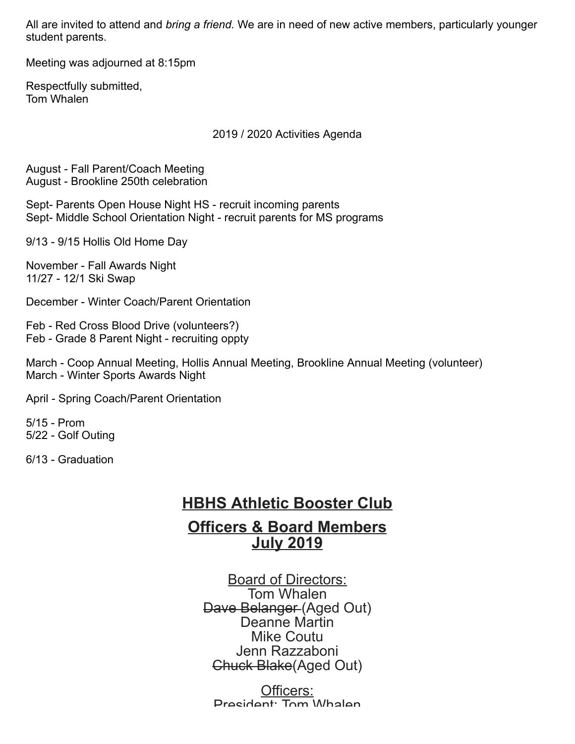All are invited to attend and *bring a friend.* We are in need of new active members, particularly younger student parents.

Meeting was adjourned at 8:15pm

Respectfully submitted,
Tom Whalen

2019 / 2020 Activities Agenda

August - Fall Parent/Coach Meeting
August - Brookline 250th celebration

Sept- Parents Open House Night HS - recruit incoming parents
Sept- Middle School Orientation Night - recruit parents for MS programs

9/13 - 9/15 Hollis Old Home Day

November - Fall Awards Night
11/27 - 12/1 Ski Swap

December - Winter Coach/Parent Orientation

Feb - Red Cross Blood Drive (volunteers?)
Feb - Grade 8 Parent Night - recruiting oppty

March - Coop Annual Meeting, Hollis Annual Meeting, Brookline Annual Meeting (volunteer)
March - Winter Sports Awards Night

April - Spring Coach/Parent Orientation

5/15 - Prom
5/22 - Golf Outing

6/13 - Graduation

## HBHS Athletic Booster Club

## Officers & Board Members July 2019

Board of Directors:
Tom Whalen
~~Dave Belanger~~ (Aged Out)
Deanne Martin
Mike Coutu
Jenn Razzaboni
~~Chuck Blake~~(Aged Out)

Officers:
President: Tom Whalen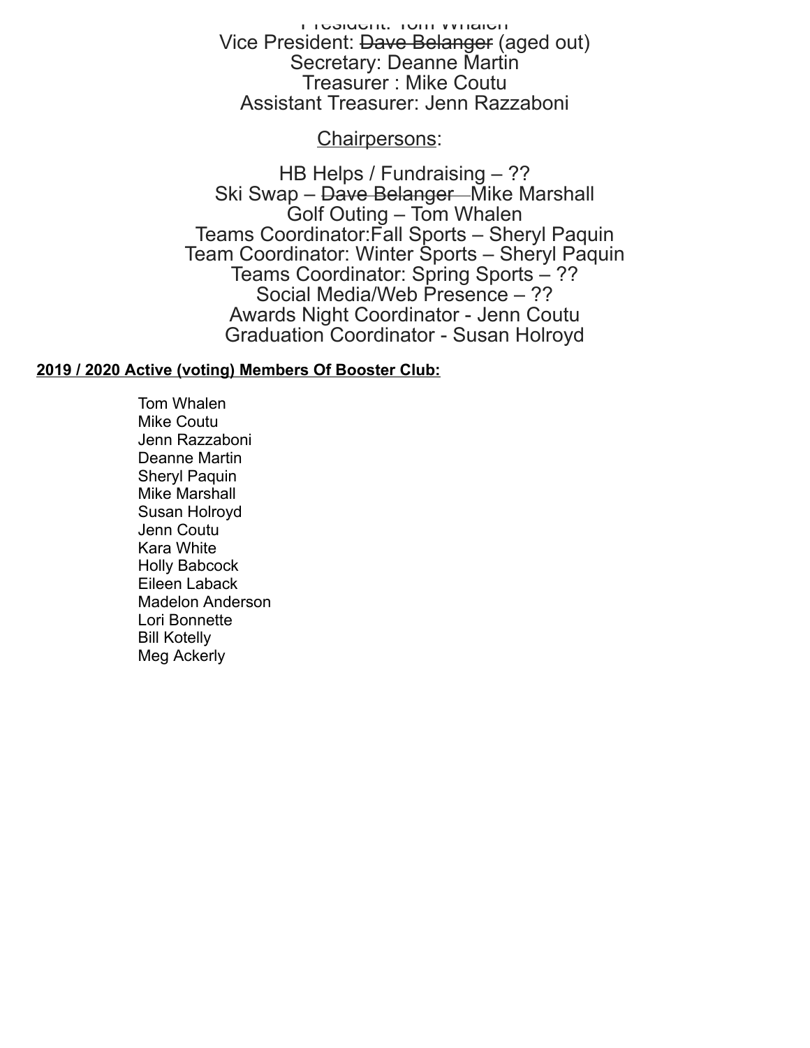President: Tom Whalen
Vice President: ~~Dave Belanger~~ (aged out)
Secretary: Deanne Martin
Treasurer : Mike Coutu
Assistant Treasurer: Jenn Razzaboni

<u>Chairpersons</u>:

HB Helps / Fundraising – ??
Ski Swap – ~~Dave Belanger~~ Mike Marshall
Golf Outing – Tom Whalen
Teams Coordinator:Fall Sports – Sheryl Paquin
Team Coordinator: Winter Sports – Sheryl Paquin
Teams Coordinator: Spring Sports – ??
Social Media/Web Presence – ??
Awards Night Coordinator - Jenn Coutu
Graduation Coordinator - Susan Holroyd

**<u>2019 / 2020 Active (voting) Members Of Booster Club:</u>**

Tom Whalen
Mike Coutu
Jenn Razzaboni
Deanne Martin
Sheryl Paquin
Mike Marshall
Susan Holroyd
Jenn Coutu
Kara White
Holly Babcock
Eileen Laback
Madelon Anderson
Lori Bonnette
Bill Kotelly
Meg Ackerly